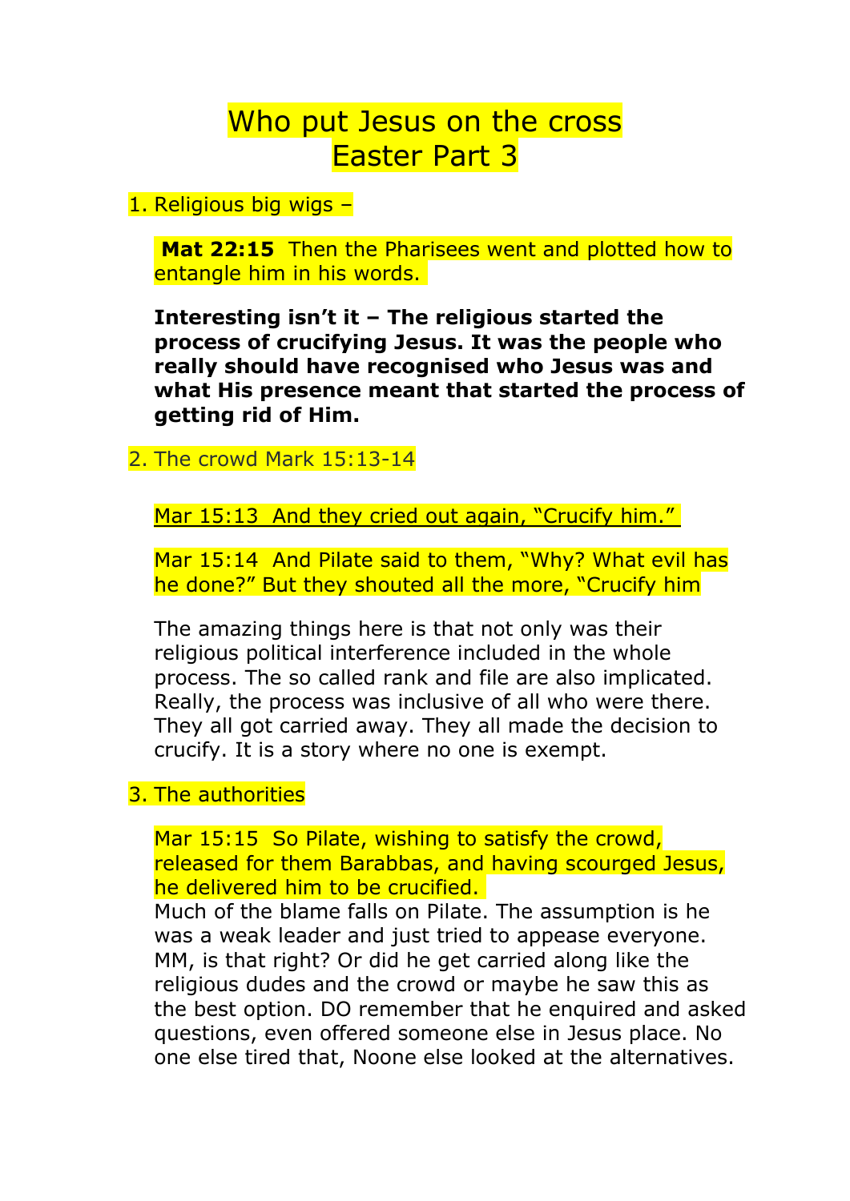# Who put Jesus on the cross
# Easter Part 3

1. Religious big wigs –

   **Mat 22:15** Then the Pharisees went and plotted how to entangle him in his words.

   **Interesting isn't it – The religious started the process of crucifying Jesus. It was the people who really should have recognised who Jesus was and what His presence meant that started the process of getting rid of Him.**

2. The crowd Mark 15:13-14

   Mar 15:13 And they cried out again, "Crucify him."

   Mar 15:14 And Pilate said to them, "Why? What evil has he done?" But they shouted all the more, "Crucify him

   The amazing things here is that not only was their religious political interference included in the whole process. The so called rank and file are also implicated. Really, the process was inclusive of all who were there. They all got carried away. They all made the decision to crucify. It is a story where no one is exempt.

3. The authorities

   Mar 15:15 So Pilate, wishing to satisfy the crowd, released for them Barabbas, and having scourged Jesus, he delivered him to be crucified.
   Much of the blame falls on Pilate. The assumption is he was a weak leader and just tried to appease everyone. MM, is that right? Or did he get carried along like the religious dudes and the crowd or maybe he saw this as the best option. DO remember that he enquired and asked questions, even offered someone else in Jesus place. No one else tired that, Noone else looked at the alternatives.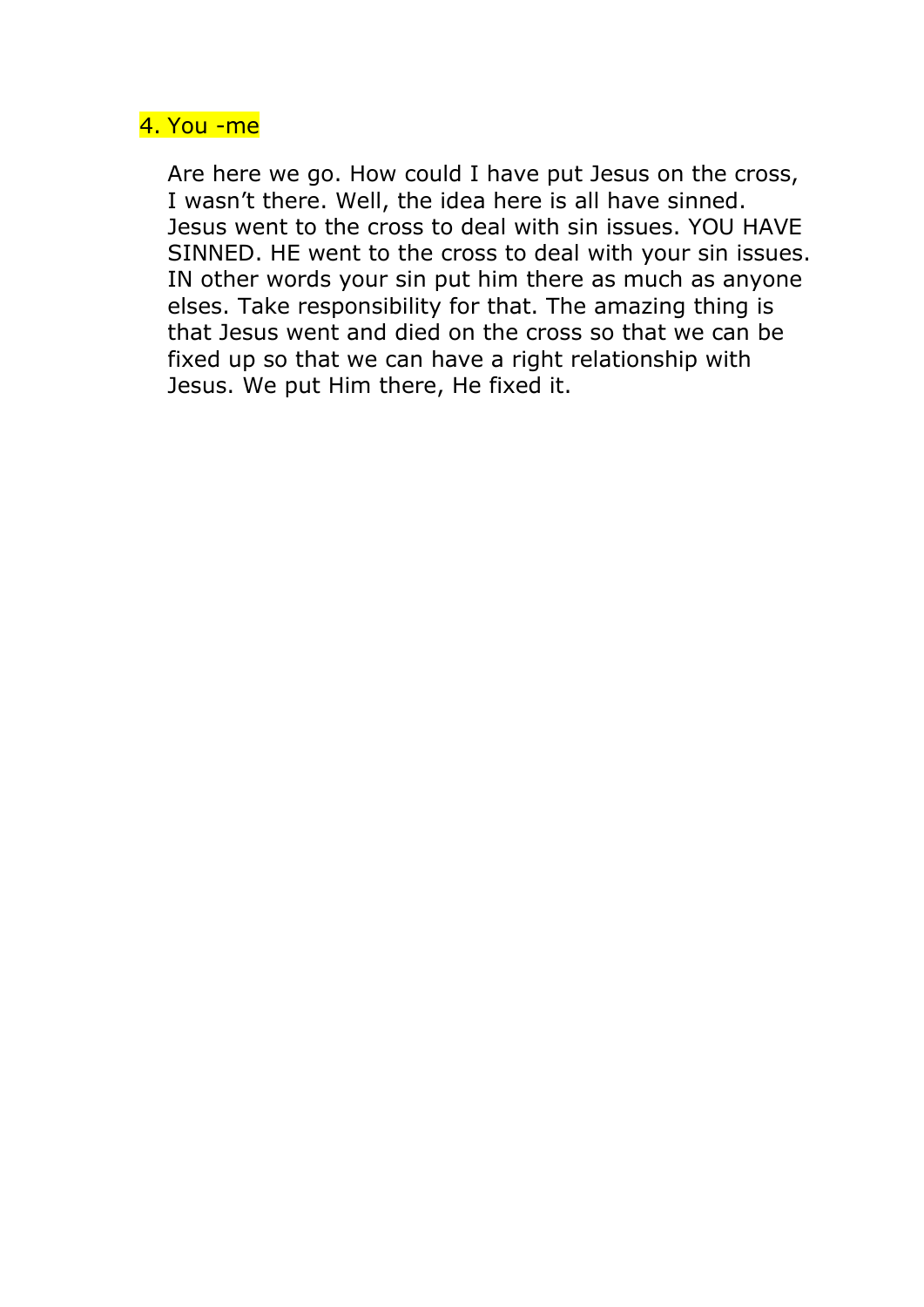4. You -me

Are here we go. How could I have put Jesus on the cross, I wasn't there. Well, the idea here is all have sinned. Jesus went to the cross to deal with sin issues. YOU HAVE SINNED. HE went to the cross to deal with your sin issues. IN other words your sin put him there as much as anyone elses. Take responsibility for that. The amazing thing is that Jesus went and died on the cross so that we can be fixed up so that we can have a right relationship with Jesus. We put Him there, He fixed it.